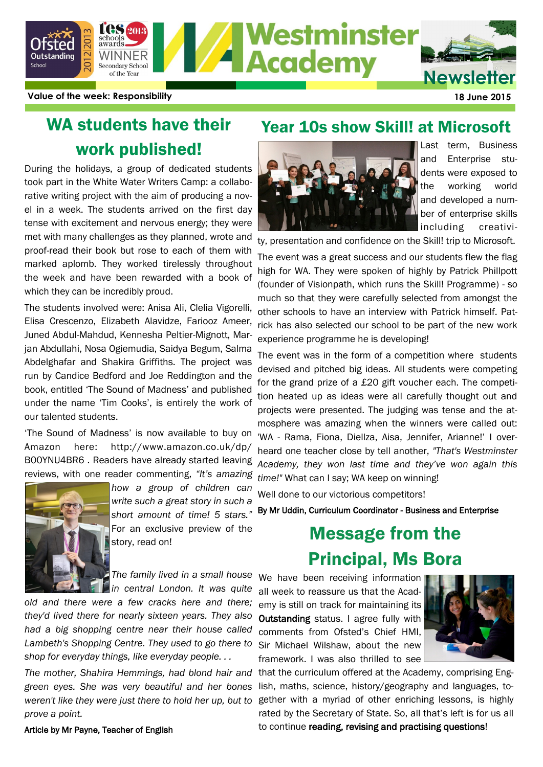# Westminster Academy Newsletter

Ofsted Outstanding School 2012|2013

tes schools awards 2013 WINNER Secondary School of the Year

**Value of the week: Responsibility**

**18 June 2015**

## WA students have their work published!

During the holidays, a group of dedicated students took part in the White Water Writers Camp: a collaborative writing project with the aim of producing a novel in a week. The students arrived on the first day tense with excitement and nervous energy; they were met with many challenges as they planned, wrote and proof-read their book but rose to each of them with marked aplomb. They worked tirelessly throughout the week and have been rewarded with a book of which they can be incredibly proud.

The students involved were: Anisa Ali, Clelia Vigorelli, Elisa Crescenzo, Elizabeth Alavidze, Fariooz Ameer, Juned Abdul-Mahdud, Kennesha Peltier-Mignott, Marjan Abdullahi, Nosa Ogiemudia, Saidya Begum, Salma Abdelghafar and Shakira Griffiths. The project was run by Candice Bedford and Joe Reddington and the book, entitled 'The Sound of Madness' and published under the name 'Tim Cooks', is entirely the work of our talented students.

'The Sound of Madness' is now available to buy on Amazon here: http://www.amazon.co.uk/dp/B00YNU4BR6 . Readers have already started leaving reviews, with one reader commenting, *"It's amazing how a group of children can write such a great story in such a short amount of time! 5 stars."* For an exclusive preview of the story, read on!

*The family lived in a small house in central London. It was quite old and there were a few cracks here and there; they'd lived there for nearly sixteen years. They also had a big shopping centre near their house called Lambeth's Shopping Centre. They used to go there to shop for everyday things, like everyday people. . .*

*The mother, Shahira Hemmings, had blond hair and green eyes. She was very beautiful and her bones weren't like they were just there to hold her up, but to prove a point.*

**Article by Mr Payne, Teacher of English**

## Year 10s show Skill! at Microsoft

Last term, Business and Enterprise students were exposed to the working world and developed a number of enterprise skills including creativity, presentation and confidence on the Skill! trip to Microsoft.

The event was a great success and our students flew the flag high for WA. They were spoken of highly by Patrick Phillpott (founder of Visionpath, which runs the Skill! Programme) - so much so that they were carefully selected from amongst the other schools to have an interview with Patrick himself. Patrick has also selected our school to be part of the new work experience programme he is developing!

The event was in the form of a competition where students devised and pitched big ideas. All students were competing for the grand prize of a £20 gift voucher each. The competition heated up as ideas were all carefully thought out and projects were presented. The judging was tense and the atmosphere was amazing when the winners were called out: 'WA - Rama, Fiona, Diellza, Aisa, Jennifer, Arianne!' I overheard one teacher close by tell another, *"That's Westminster Academy, they won last time and they've won again this time!"* What can I say; WA keep on winning!

Well done to our victorious competitors!

**By Mr Uddin, Curriculum Coordinator - Business and Enterprise**

## Message from the Principal, Ms Bora

We have been receiving information all week to reassure us that the Academy is still on track for maintaining its **Outstanding** status. I agree fully with comments from Ofsted's Chief HMI, Sir Michael Wilshaw, about the new framework. I was also thrilled to see that the curriculum offered at the Academy, comprising English, maths, science, history/geography and languages, together with a myriad of other enriching lessons, is highly rated by the Secretary of State. So, all that's left is for us all to continue **reading, revising and practising questions**!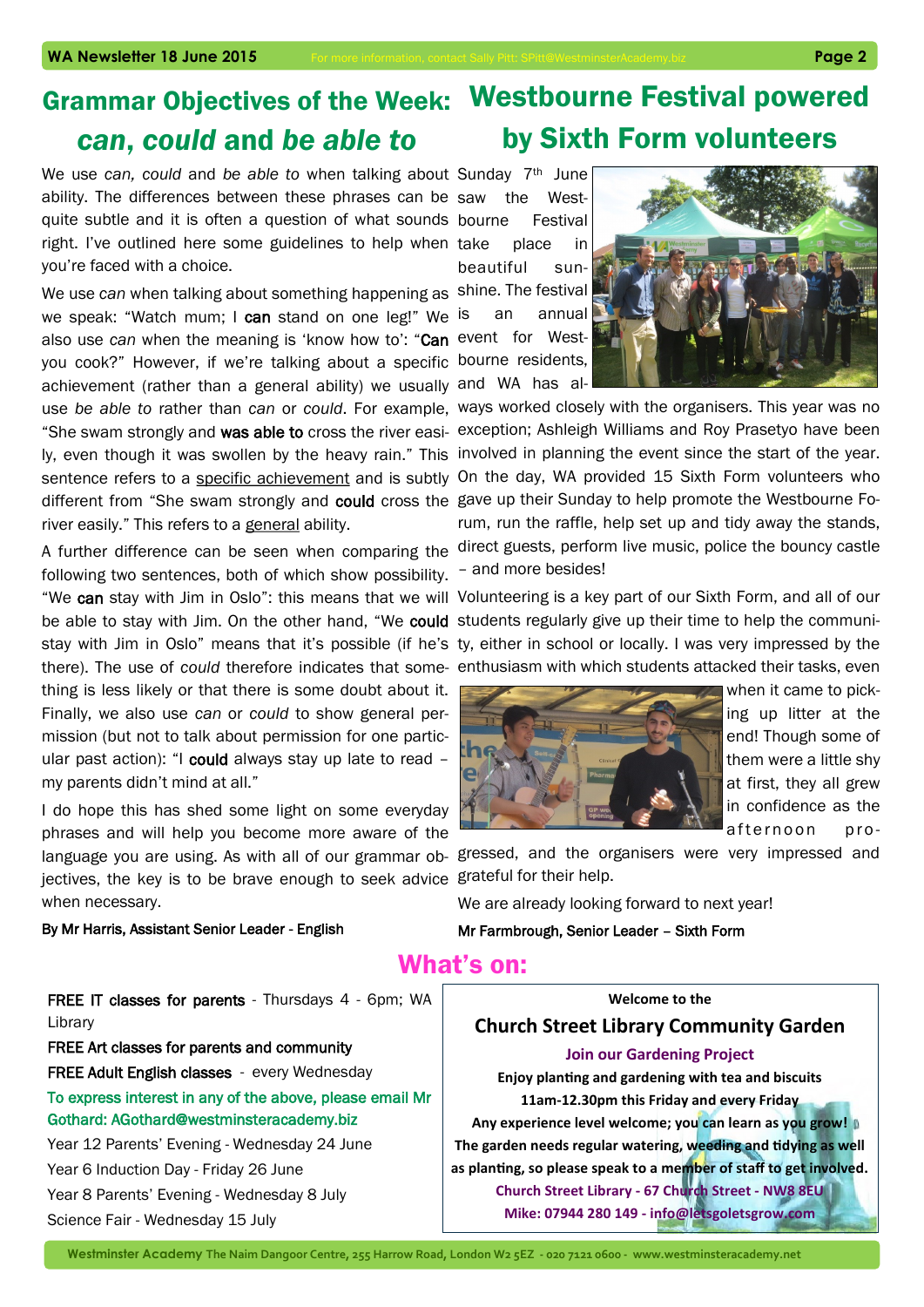## Grammar Objectives of the Week: *can*, *could* and *be able to*

We use *can, could* and *be able to* when talking about ability. The differences between these phrases can be quite subtle and it is often a question of what sounds right. I've outlined here some guidelines to help when you're faced with a choice.

We use *can* when talking about something happening as we speak: "Watch mum; I **can** stand on one leg!" We also use *can* when the meaning is 'know how to': "**Can** you cook?" However, if we're talking about a specific achievement (rather than a general ability) we usually use *be able to* rather than *can* or *could*. For example, "She swam strongly and **was able to** cross the river easily, even though it was swollen by the heavy rain." This sentence refers to a specific achievement and is subtly different from "She swam strongly and **could** cross the river easily." This refers to a general ability.

A further difference can be seen when comparing the following two sentences, both of which show possibility. "We **can** stay with Jim in Oslo": this means that we will be able to stay with Jim. On the other hand, "We **could** stay with Jim in Oslo" means that it's possible (if he's there). The use of *could* therefore indicates that something is less likely or that there is some doubt about it. Finally, we also use *can* or *could* to show general permission (but not to talk about permission for one particular past action): "I **could** always stay up late to read – my parents didn't mind at all."

I do hope this has shed some light on some everyday phrases and will help you become more aware of the language you are using. As with all of our grammar objectives, the key is to be brave enough to seek advice when necessary.

**By Mr Harris, Assistant Senior Leader - English**

## Westbourne Festival powered by Sixth Form volunteers

Sunday 7th June saw the Westbourne Festival take place in beautiful sunshine. The festival is an annual event for Westbourne residents, and WA has always worked closely with the organisers. This year was no exception; Ashleigh Williams and Roy Prasetyo have been involved in planning the event since the start of the year. On the day, WA provided 15 Sixth Form volunteers who gave up their Sunday to help promote the Westbourne Forum, run the raffle, help set up and tidy away the stands, direct guests, perform live music, police the bouncy castle – and more besides!

Volunteering is a key part of our Sixth Form, and all of our students regularly give up their time to help the community, either in school or locally. I was very impressed by the enthusiasm with which students attacked their tasks, even when it came to picking up litter at the end! Though some of them were a little shy at first, they all grew in confidence as the afternoon progressed, and the organisers were very impressed and grateful for their help.

We are already looking forward to next year!

**Mr Farmbrough, Senior Leader – Sixth Form**

## What's on:

**FREE IT classes for parents** - Thursdays 4 - 6pm; WA Library

**FREE Art classes for parents and community**

**FREE Adult English classes** - every Wednesday

To express interest in any of the above, please email Mr Gothard: AGothard@westminsteracademy.biz

Year 12 Parents' Evening - Wednesday 24 June

Year 6 Induction Day - Friday 26 June

Year 8 Parents' Evening - Wednesday 8 July

Science Fair - Wednesday 15 July

**Welcome to the**

### Church Street Library Community Garden

**Join our Gardening Project**

**Enjoy planting and gardening with tea and biscuits**
**11am-12.30pm this Friday and every Friday**
**Any experience level welcome; you can learn as you grow!**
**The garden needs regular watering, weeding and tidying as well as planting, so please speak to a member of staff to get involved.**

**Church Street Library - 67 Church Street - NW8 8EU**
**Mike: 07944 280 149 - info@letsgoletsgrow.com**

Westminster Academy The Naim Dangoor Centre, 255 Harrow Road, London W2 5EZ - 020 7121 0600 - www.westminsteracademy.net